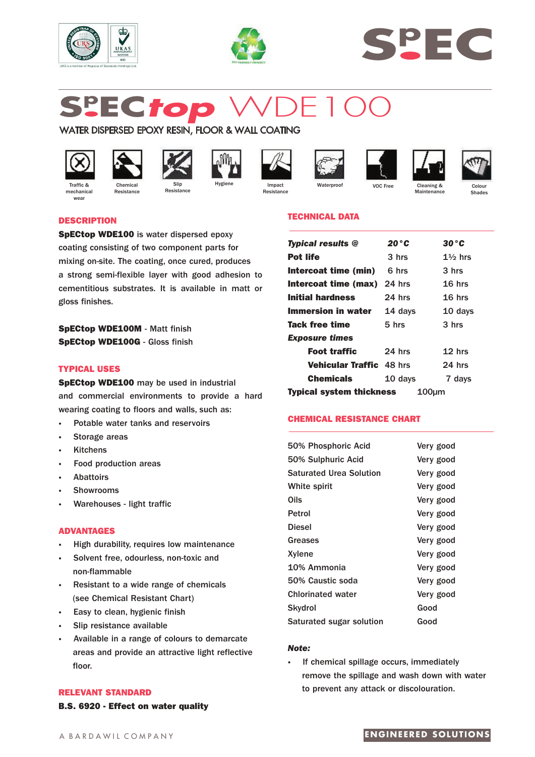# SpECtop WDE100

## WATER DISPERSED EPOXY RESIN, FLOOR & WALL COATING

Traffic & mechanical wear | Chemical Resistance | Slip Resistance | Hygiene | Impact Resistance | Waterproof | VOC Free | Cleaning & Maintenance | Colour Shades

## DESCRIPTION

**SpECtop WDE100** is water dispersed epoxy coating consisting of two component parts for mixing on-site. The coating, once cured, produces a strong semi-flexible layer with good adhesion to cementitious substrates. It is available in matt or gloss finishes.

**SpECtop WDE100M** - Matt finish
**SpECtop WDE100G** - Gloss finish

## TYPICAL USES

**SpECtop WDE100** may be used in industrial and commercial environments to provide a hard wearing coating to floors and walls, such as:

- Potable water tanks and reservoirs
- Storage areas
- Kitchens
- Food production areas
- Abattoirs
- Showrooms
- Warehouses - light traffic

## ADVANTAGES

- High durability, requires low maintenance
- Solvent free, odourless, non-toxic and non-flammable
- Resistant to a wide range of chemicals (see Chemical Resistant Chart)
- Easy to clean, hygienic finish
- Slip resistance available
- Available in a range of colours to demarcate areas and provide an attractive light reflective floor.

## RELEVANT STANDARD

**B.S. 6920 - Effect on water quality**

## TECHNICAL DATA

| ***Typical results @*** | ***20°C*** | ***30°C*** |
|---|---|---|
| **Pot life** | 3 hrs | 1½ hrs |
| **Intercoat time (min)** | 6 hrs | 3 hrs |
| **Intercoat time (max)** | 24 hrs | 16 hrs |
| **Initial hardness** | 24 hrs | 16 hrs |
| **Immersion in water** | 14 days | 10 days |
| **Tack free time** | 5 hrs | 3 hrs |
| ***Exposure times*** | | |
| **Foot traffic** | 24 hrs | 12 hrs |
| **Vehicular Traffic** | 48 hrs | 24 hrs |
| **Chemicals** | 10 days | 7 days |
| **Typical system thickness** | 100µm | |

## CHEMICAL RESISTANCE CHART

| | |
|---|---|
| 50% Phosphoric Acid | Very good |
| 50% Sulphuric Acid | Very good |
| Saturated Urea Solution | Very good |
| White spirit | Very good |
| Oils | Very good |
| Petrol | Very good |
| Diesel | Very good |
| Greases | Very good |
| Xylene | Very good |
| 10% Ammonia | Very good |
| 50% Caustic soda | Very good |
| Chlorinated water | Very good |
| Skydrol | Good |
| Saturated sugar solution | Good |

***Note:***

- If chemical spillage occurs, immediately remove the spillage and wash down with water to prevent any attack or discolouration.

A BARDAWIL COMPANY

ENGINEERED SOLUTIONS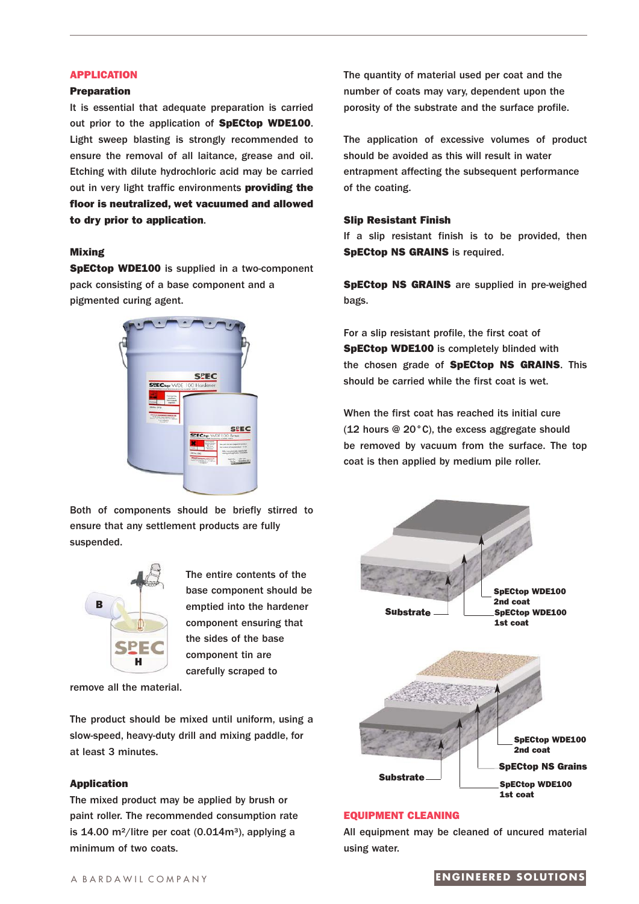## APPLICATION

### Preparation

It is essential that adequate preparation is carried out prior to the application of **SpECtop WDE100**. Light sweep blasting is strongly recommended to ensure the removal of all laitance, grease and oil. Etching with dilute hydrochloric acid may be carried out in very light traffic environments **providing the floor is neutralized, wet vacuumed and allowed to dry prior to application**.

### Mixing

**SpECtop WDE100** is supplied in a two-component pack consisting of a base component and a pigmented curing agent.

Both of components should be briefly stirred to ensure that any settlement products are fully suspended.

The entire contents of the base component should be emptied into the hardener component ensuring that the sides of the base component tin are carefully scraped to remove all the material.

The product should be mixed until uniform, using a slow-speed, heavy-duty drill and mixing paddle, for at least 3 minutes.

### Application

The mixed product may be applied by brush or paint roller. The recommended consumption rate is 14.00 m²/litre per coat (0.014m³), applying a minimum of two coats.

The quantity of material used per coat and the number of coats may vary, dependent upon the porosity of the substrate and the surface profile.

The application of excessive volumes of product should be avoided as this will result in water entrapment affecting the subsequent performance of the coating.

### Slip Resistant Finish

If a slip resistant finish is to be provided, then **SpECtop NS GRAINS** is required.

**SpECtop NS GRAINS** are supplied in pre-weighed bags.

For a slip resistant profile, the first coat of **SpECtop WDE100** is completely blinded with the chosen grade of **SpECtop NS GRAINS**. This should be carried while the first coat is wet.

When the first coat has reached its initial cure (12 hours @ 20°C), the excess aggregate should be removed by vacuum from the surface. The top coat is then applied by medium pile roller.

Substrate — SpECtop WDE100 2nd coat — SpECtop WDE100 1st coat

Substrate — SpECtop WDE100 2nd coat — SpECtop NS Grains — SpECtop WDE100 1st coat

## EQUIPMENT CLEANING

All equipment may be cleaned of uncured material using water.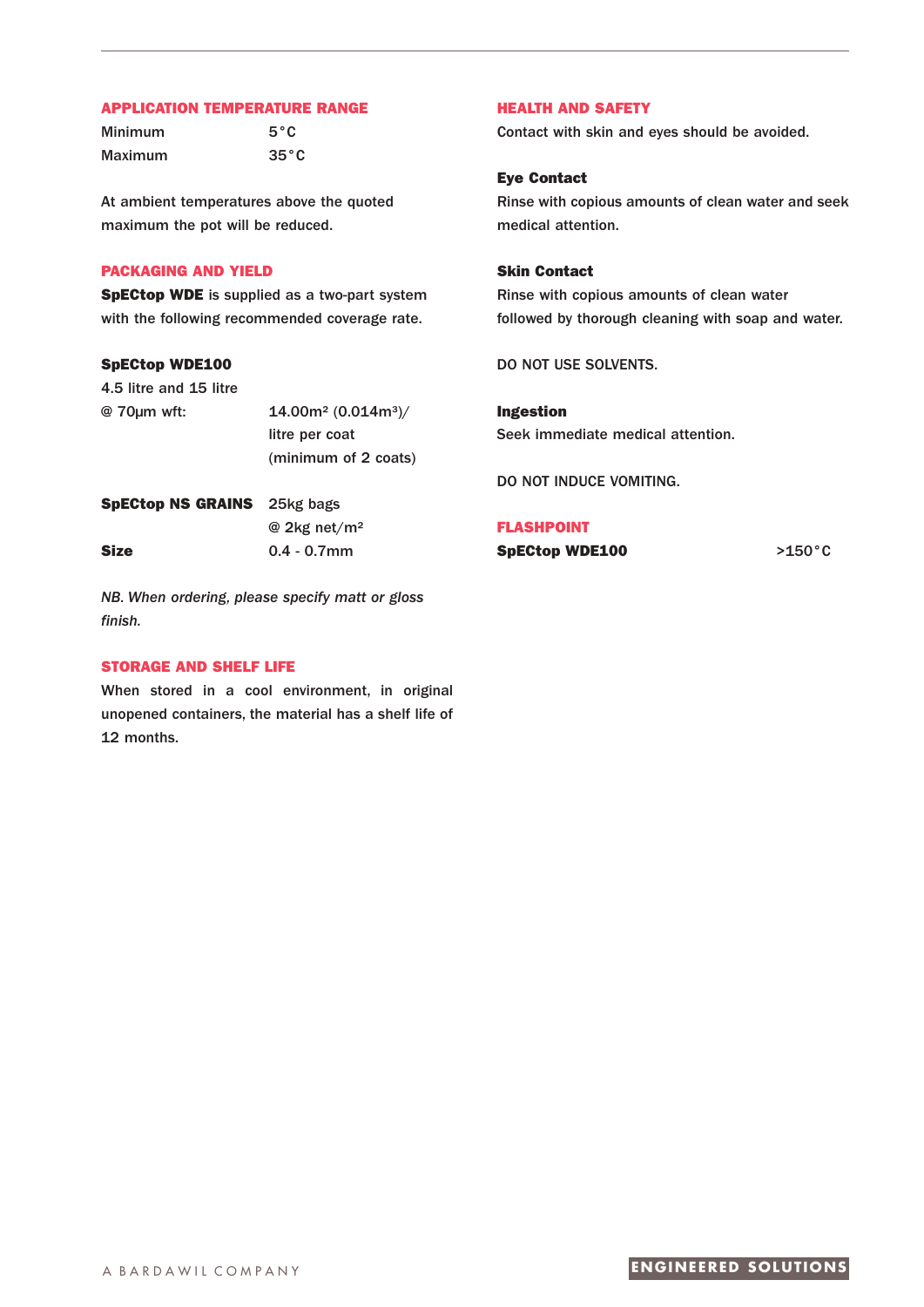## APPLICATION TEMPERATURE RANGE

| | |
|---|---|
| Minimum | 5°C |
| Maximum | 35°C |

At ambient temperatures above the quoted maximum the pot will be reduced.

## PACKAGING AND YIELD

**SpECtop WDE** is supplied as a two-part system with the following recommended coverage rate.

**SpECtop WDE100**

4.5 litre and 15 litre

| | |
|---|---|
| @ 70µm wft: | $14.00m^2$ ($0.014m^3$)/ litre per coat (minimum of 2 coats) |
| **SpECtop NS GRAINS** | 25kg bags @ 2kg net/$m^2$ |
| **Size** | 0.4 - 0.7mm |

*NB. When ordering, please specify matt or gloss finish.*

## STORAGE AND SHELF LIFE

When stored in a cool environment, in original unopened containers, the material has a shelf life of 12 months.

## HEALTH AND SAFETY

Contact with skin and eyes should be avoided.

**Eye Contact**

Rinse with copious amounts of clean water and seek medical attention.

**Skin Contact**

Rinse with copious amounts of clean water followed by thorough cleaning with soap and water.

DO NOT USE SOLVENTS.

**Ingestion**

Seek immediate medical attention.

DO NOT INDUCE VOMITING.

## FLASHPOINT

| | |
|---|---|
| **SpECtop WDE100** | >150°C |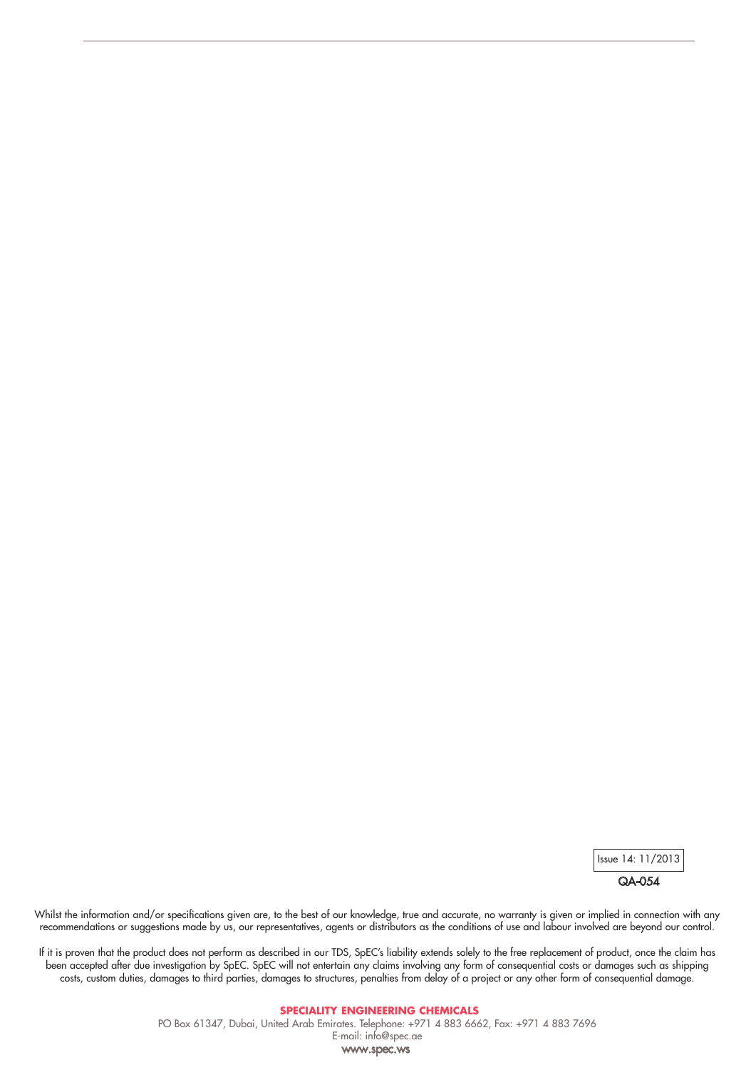Issue 14: 11/2013

QA-054

Whilst the information and/or specifications given are, to the best of our knowledge, true and accurate, no warranty is given or implied in connection with any recommendations or suggestions made by us, our representatives, agents or distributors as the conditions of use and labour involved are beyond our control.

If it is proven that the product does not perform as described in our TDS, SpEC's liability extends solely to the free replacement of product, once the claim has been accepted after due investigation by SpEC. SpEC will not entertain any claims involving any form of consequential costs or damages such as shipping costs, custom duties, damages to third parties, damages to structures, penalties from delay of a project or any other form of consequential damage.

**SPECIALITY ENGINEERING CHEMICALS**

PO Box 61347, Dubai, United Arab Emirates. Telephone: +971 4 883 6662, Fax: +971 4 883 7696

E-mail: info@spec.ae

www.spec.ws